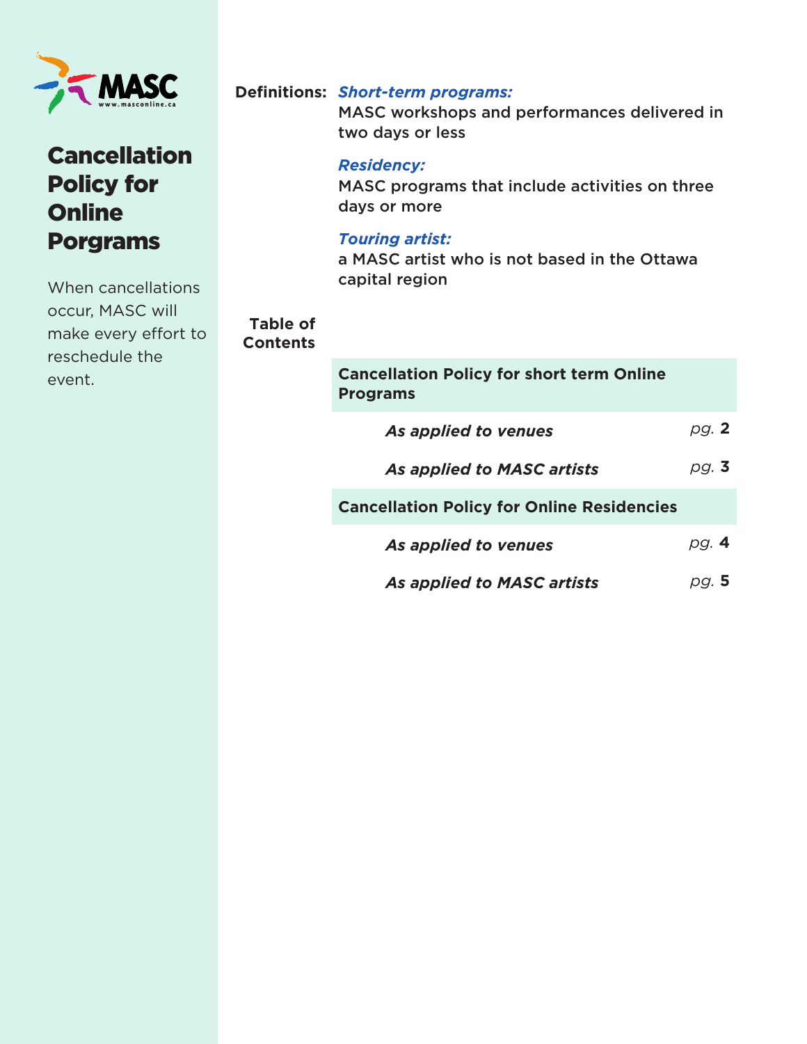MASC
www.masconline.ca

# Cancellation Policy for Online Porgrams

When cancellations occur, MASC will make every effort to reschedule the event.

**Definitions:**

***Short-term programs:***
MASC workshops and performances delivered in two days or less

***Residency:***
MASC programs that include activities on three days or more

***Touring artist:***
a MASC artist who is not based in the Ottawa capital region

**Table of Contents**

| Section | Page |
|---|---|
| **Cancellation Policy for short term Online Programs** | |
| ***As applied to venues*** | *pg.* **2** |
| ***As applied to MASC artists*** | *pg.* **3** |
| **Cancellation Policy for Online Residencies** | |
| ***As applied to venues*** | *pg.* **4** |
| ***As applied to MASC artists*** | *pg.* **5** |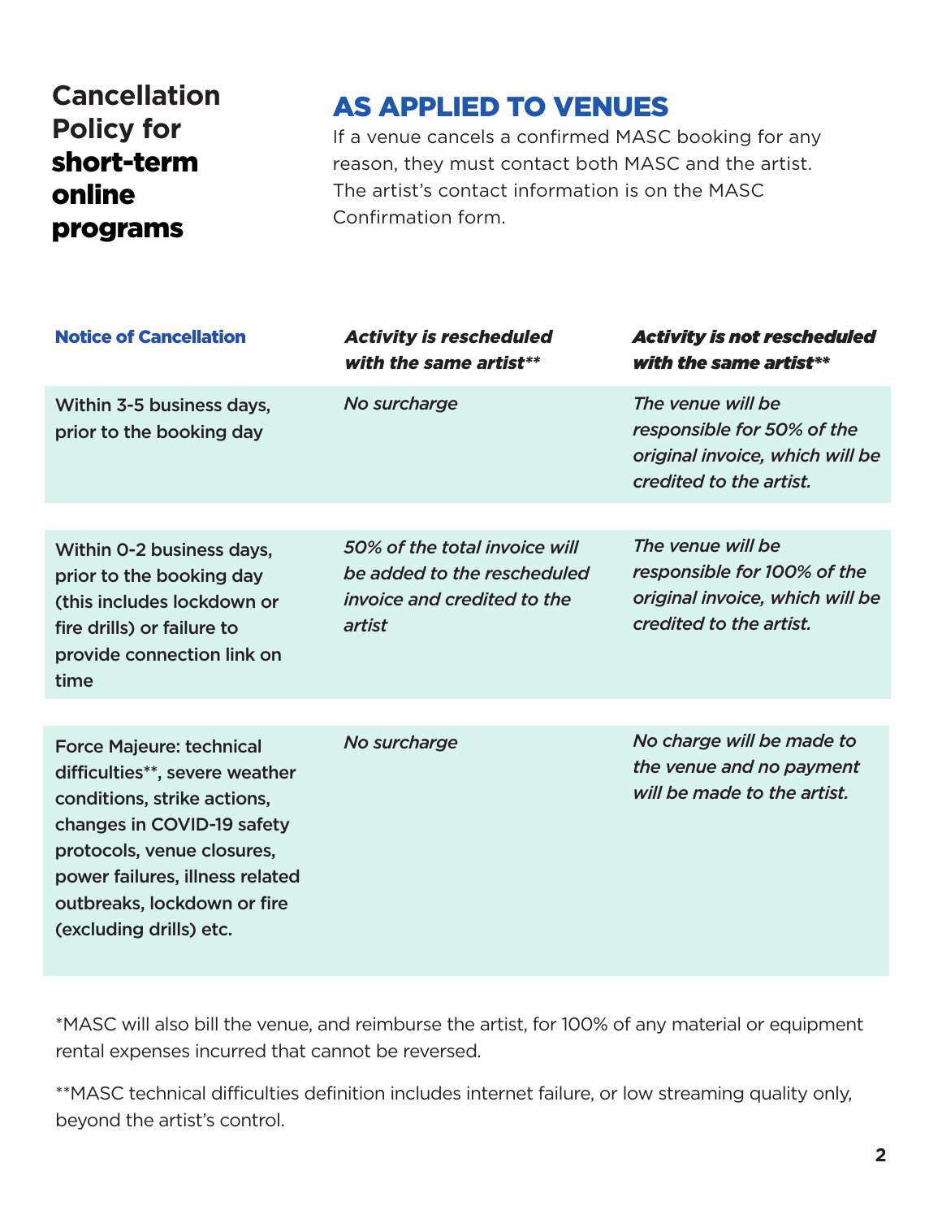# Cancellation Policy for **short-term online programs**

## AS APPLIED TO VENUES

If a venue cancels a confirmed MASC booking for any reason, they must contact both MASC and the artist. The artist's contact information is on the MASC Confirmation form.

| Notice of Cancellation | *Activity is rescheduled with the same artist*** | *Activity is not rescheduled with the same artist*** |
|---|---|---|
| Within 3-5 business days, prior to the booking day | *No surcharge* | *The venue will be responsible for 50% of the original invoice, which will be credited to the artist.* |
| Within 0-2 business days, prior to the booking day (this includes lockdown or fire drills) or failure to provide connection link on time | *50% of the total invoice will be added to the rescheduled invoice and credited to the artist* | *The venue will be responsible for 100% of the original invoice, which will be credited to the artist.* |
| Force Majeure: technical difficulties**, severe weather conditions, strike actions, changes in COVID-19 safety protocols, venue closures, power failures, illness related outbreaks, lockdown or fire (excluding drills) etc. | *No surcharge* | *No charge will be made to the venue and no payment will be made to the artist.* |

*MASC will also bill the venue, and reimburse the artist, for 100% of any material or equipment rental expenses incurred that cannot be reversed.

**MASC technical difficulties definition includes internet failure, or low streaming quality only, beyond the artist's control.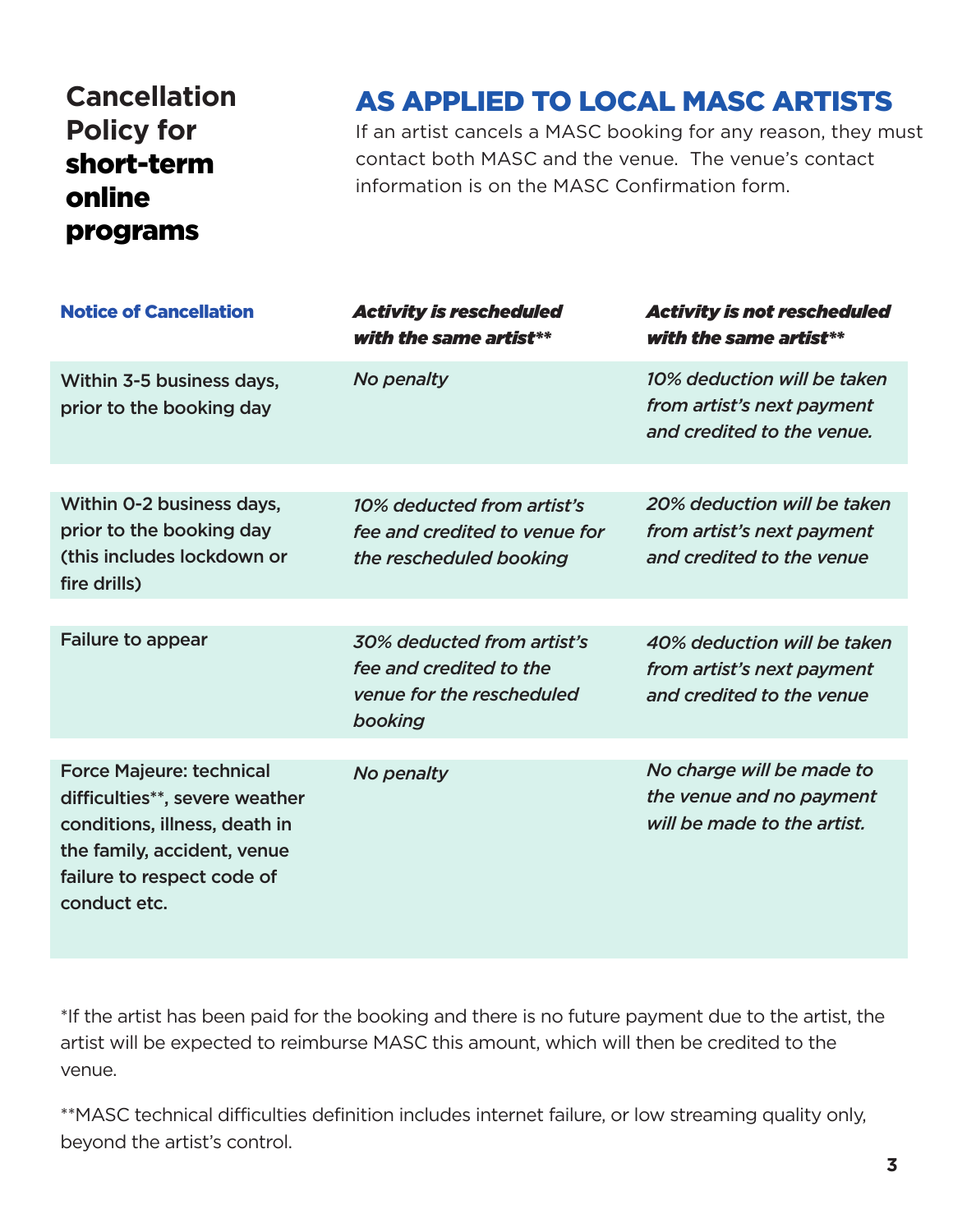# Cancellation Policy for **short-term online programs**

## AS APPLIED TO LOCAL MASC ARTISTS

If an artist cancels a MASC booking for any reason, they must contact both MASC and the venue. The venue's contact information is on the MASC Confirmation form.

| Notice of Cancellation | *Activity is rescheduled with the same artist*** | *Activity is not rescheduled with the same artist*** |
|---|---|---|
| Within 3-5 business days, prior to the booking day | *No penalty* | *10% deduction will be taken from artist's next payment and credited to the venue.* |
| Within 0-2 business days, prior to the booking day (this includes lockdown or fire drills) | *10% deducted from artist's fee and credited to venue for the rescheduled booking* | *20% deduction will be taken from artist's next payment and credited to the venue* |
| Failure to appear | *30% deducted from artist's fee and credited to the venue for the rescheduled booking* | *40% deduction will be taken from artist's next payment and credited to the venue* |
| Force Majeure: technical difficulties**, severe weather conditions, illness, death in the family, accident, venue failure to respect code of conduct etc. | *No penalty* | *No charge will be made to the venue and no payment will be made to the artist.* |

*If the artist has been paid for the booking and there is no future payment due to the artist, the artist will be expected to reimburse MASC this amount, which will then be credited to the venue.

**MASC technical difficulties definition includes internet failure, or low streaming quality only, beyond the artist's control.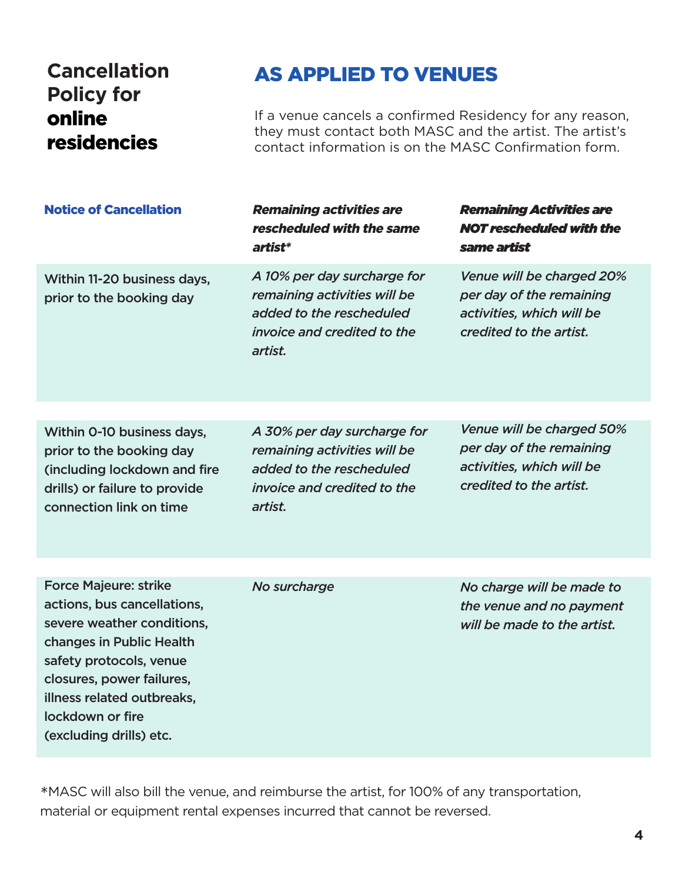## Cancellation Policy for **online residencies**

## AS APPLIED TO VENUES

If a venue cancels a confirmed Residency for any reason, they must contact both MASC and the artist. The artist's contact information is on the MASC Confirmation form.

| Notice of Cancellation | *Remaining activities are rescheduled with the same artist** | *Remaining Activities are NOT rescheduled with the same artist* |
|---|---|---|
| Within 11-20 business days, prior to the booking day | *A 10% per day surcharge for remaining activities will be added to the rescheduled invoice and credited to the artist.* | *Venue will be charged 20% per day of the remaining activities, which will be credited to the artist.* |
| Within 0-10 business days, prior to the booking day (including lockdown and fire drills) or failure to provide connection link on time | *A 30% per day surcharge for remaining activities will be added to the rescheduled invoice and credited to the artist.* | *Venue will be charged 50% per day of the remaining activities, which will be credited to the artist.* |
| Force Majeure: strike actions, bus cancellations, severe weather conditions, changes in Public Health safety protocols, venue closures, power failures, illness related outbreaks, lockdown or fire (excluding drills) etc. | *No surcharge* | *No charge will be made to the venue and no payment will be made to the artist.* |

*MASC will also bill the venue, and reimburse the artist, for 100% of any transportation, material or equipment rental expenses incurred that cannot be reversed.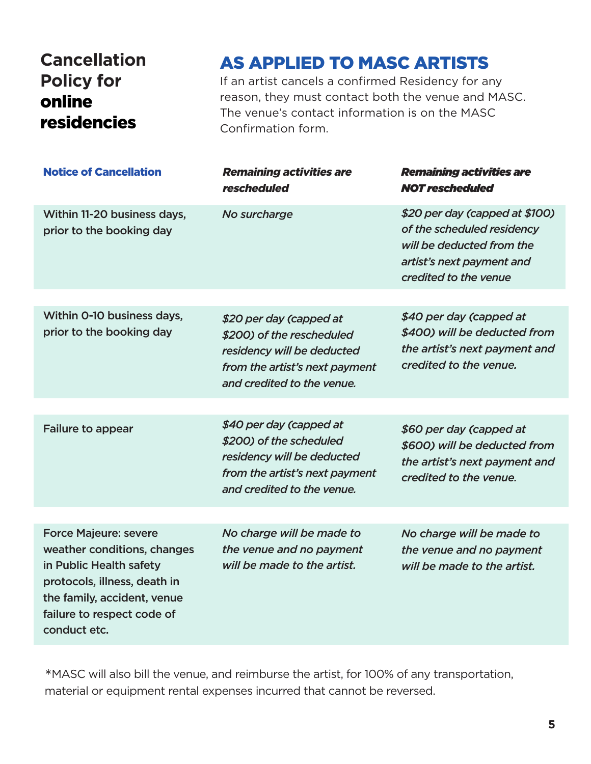## Cancellation Policy for **online residencies**

## AS APPLIED TO MASC ARTISTS

If an artist cancels a confirmed Residency for any reason, they must contact both the venue and MASC. The venue's contact information is on the MASC Confirmation form.

| **Notice of Cancellation** | ***Remaining activities are rescheduled*** | ***Remaining activities are NOT rescheduled*** |
|---|---|---|
| Within 11-20 business days, prior to the booking day | *No surcharge* | *$20 per day (capped at $100) of the scheduled residency will be deducted from the artist's next payment and credited to the venue* |
| Within 0-10 business days, prior to the booking day | *$20 per day (capped at $200) of the rescheduled residency will be deducted from the artist's next payment and credited to the venue.* | *$40 per day (capped at $400) will be deducted from the artist's next payment and credited to the venue.* |
| Failure to appear | *$40 per day (capped at $200) of the scheduled residency will be deducted from the artist's next payment and credited to the venue.* | *$60 per day (capped at $600) will be deducted from the artist's next payment and credited to the venue.* |
| Force Majeure: severe weather conditions, changes in Public Health safety protocols, illness, death in the family, accident, venue failure to respect code of conduct etc. | *No charge will be made to the venue and no payment will be made to the artist.* | *No charge will be made to the venue and no payment will be made to the artist.* |

*MASC will also bill the venue, and reimburse the artist, for 100% of any transportation, material or equipment rental expenses incurred that cannot be reversed.